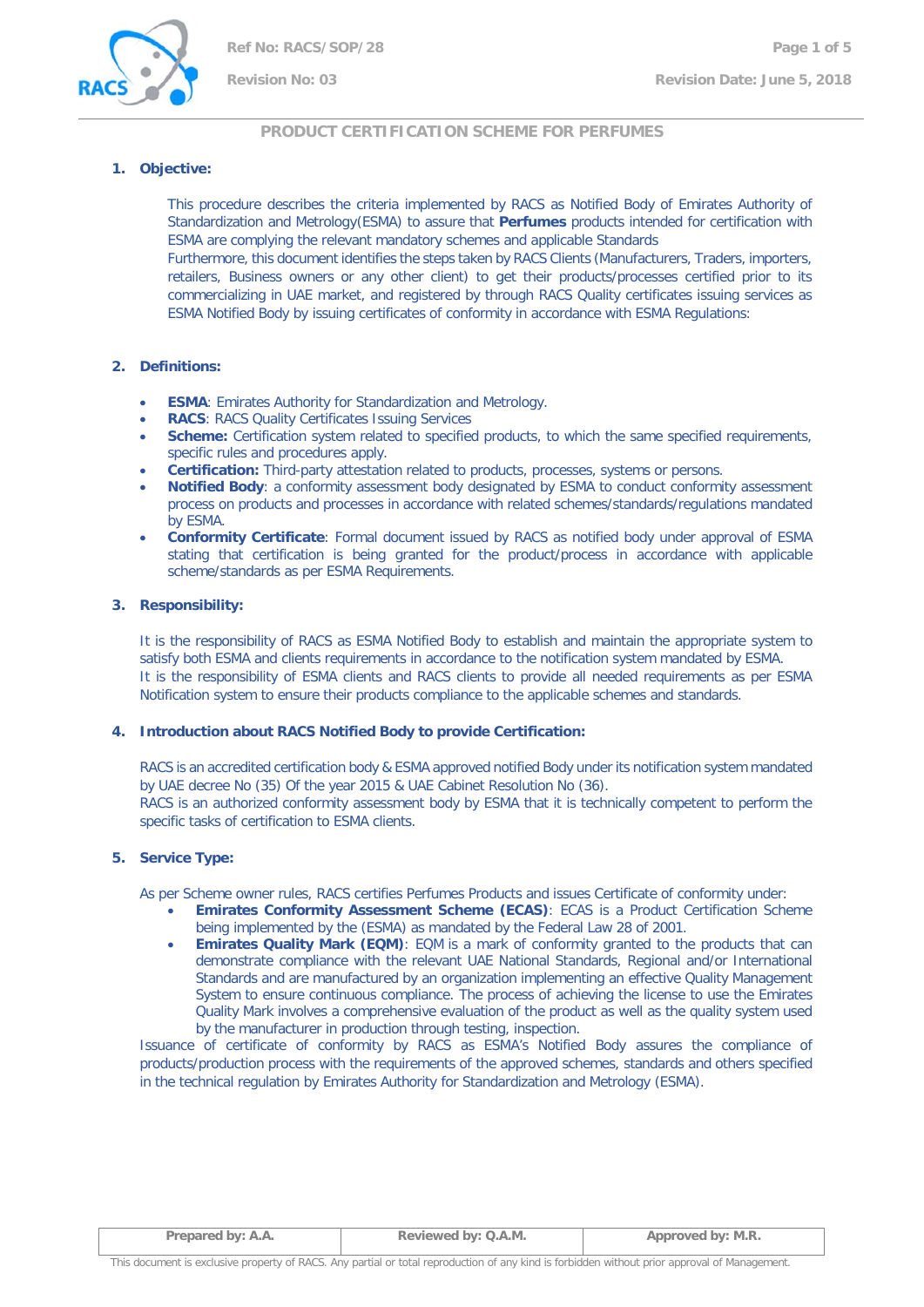# PRODUCT CERTIFICATION SCHEME FOR PERFUMES

## 1. Objective:

This procedure describes the criteria implemented by RACS as Notified Body of Emirates Authority of Standardization and Metrology(ESMA) to assure that **Perfumes** products intended for certification with ESMA are complying the relevant mandatory schemes and applicable Standards

Furthermore, this document identifies the steps taken by RACS Clients (Manufacturers, Traders, importers, retailers, Business owners or any other client) to get their products/processes certified prior to its commercializing in UAE market, and registered by through RACS Quality certificates issuing services as ESMA Notified Body by issuing certificates of conformity in accordance with ESMA Regulations:

## 2. Definitions:

- **ESMA**: Emirates Authority for Standardization and Metrology.
- **RACS**: RACS Quality Certificates Issuing Services
- **Scheme:** Certification system related to specified products, to which the same specified requirements, specific rules and procedures apply.
- **Certification:** Third-party attestation related to products, processes, systems or persons.
- **Notified Body**: a conformity assessment body designated by ESMA to conduct conformity assessment process on products and processes in accordance with related schemes/standards/regulations mandated by ESMA.
- **Conformity Certificate**: Formal document issued by RACS as notified body under approval of ESMA stating that certification is being granted for the product/process in accordance with applicable scheme/standards as per ESMA Requirements.

## 3. Responsibility:

It is the responsibility of RACS as ESMA Notified Body to establish and maintain the appropriate system to satisfy both ESMA and clients requirements in accordance to the notification system mandated by ESMA.

It is the responsibility of ESMA clients and RACS clients to provide all needed requirements as per ESMA Notification system to ensure their products compliance to the applicable schemes and standards.

## 4. Introduction about RACS Notified Body to provide Certification:

RACS is an accredited certification body & ESMA approved notified Body under its notification system mandated by UAE decree No (35) Of the year 2015 & UAE Cabinet Resolution No (36).

RACS is an authorized conformity assessment body by ESMA that it is technically competent to perform the specific tasks of certification to ESMA clients.

## 5. Service Type:

As per Scheme owner rules, RACS certifies Perfumes Products and issues Certificate of conformity under:

- **Emirates Conformity Assessment Scheme (ECAS)**: ECAS is a Product Certification Scheme being implemented by the (ESMA) as mandated by the Federal Law 28 of 2001.
- **Emirates Quality Mark (EQM)**: EQM is a mark of conformity granted to the products that can demonstrate compliance with the relevant UAE National Standards, Regional and/or International Standards and are manufactured by an organization implementing an effective Quality Management System to ensure continuous compliance. The process of achieving the license to use the Emirates Quality Mark involves a comprehensive evaluation of the product as well as the quality system used by the manufacturer in production through testing, inspection.

Issuance of certificate of conformity by RACS as ESMA's Notified Body assures the compliance of products/production process with the requirements of the approved schemes, standards and others specified in the technical regulation by Emirates Authority for Standardization and Metrology (ESMA).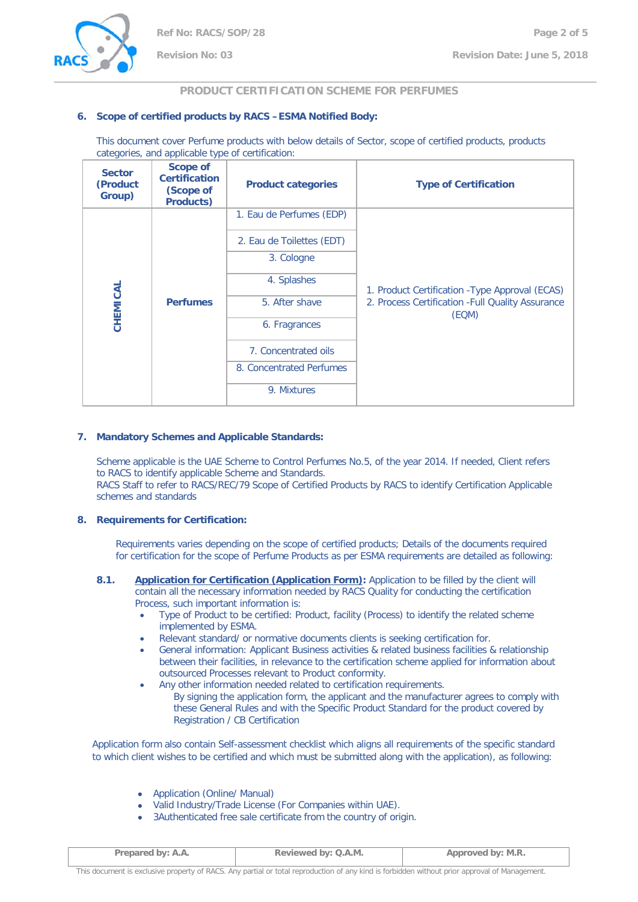PRODUCT CERTIFICATION SCHEME FOR PERFUMES

## 6. Scope of certified products by RACS – ESMA Notified Body:

This document cover Perfume products with below details of Sector, scope of certified products, products categories, and applicable type of certification:

| Sector (Product Group) | Scope of Certification (Scope of Products) | Product categories | Type of Certification |
|---|---|---|---|
| CHEMICAL | Perfumes | 1. Eau de Perfumes (EDP) | 1. Product Certification -Type Approval (ECAS)<br>2. Process Certification -Full Quality Assurance (EQM) |
| | | 2. Eau de Toilettes (EDT) | |
| | | 3. Cologne | |
| | | 4. Splashes | |
| | | 5. After shave | |
| | | 6. Fragrances | |
| | | 7. Concentrated oils | |
| | | 8. Concentrated Perfumes | |
| | | 9. Mixtures | |

## 7. Mandatory Schemes and Applicable Standards:

Scheme applicable is the UAE Scheme to Control Perfumes No.5, of the year 2014. If needed, Client refers to RACS to identify applicable Scheme and Standards.
RACS Staff to refer to RACS/REC/79 Scope of Certified Products by RACS to identify Certification Applicable schemes and standards

## 8. Requirements for Certification:

Requirements varies depending on the scope of certified products; Details of the documents required for certification for the scope of Perfume Products as per ESMA requirements are detailed as following:

**8.1.** **Application for Certification (Application Form):** Application to be filled by the client will contain all the necessary information needed by RACS Quality for conducting the certification Process, such important information is:

- Type of Product to be certified: Product, facility (Process) to identify the related scheme implemented by ESMA.
- Relevant standard/ or normative documents clients is seeking certification for.
- General information: Applicant Business activities & related business facilities & relationship between their facilities, in relevance to the certification scheme applied for information about outsourced Processes relevant to Product conformity.
- Any other information needed related to certification requirements.

By signing the application form, the applicant and the manufacturer agrees to comply with these General Rules and with the Specific Product Standard for the product covered by Registration / CB Certification

Application form also contain Self-assessment checklist which aligns all requirements of the specific standard to which client wishes to be certified and which must be submitted along with the application), as following:

- Application (Online/ Manual)
- Valid Industry/Trade License (For Companies within UAE).
- 3Authenticated free sale certificate from the country of origin.

| Prepared by: A.A. | Reviewed by: Q.A.M. | Approved by: M.R. |
|---|---|---|

This document is exclusive property of RACS. Any partial or total reproduction of any kind is forbidden without prior approval of Management.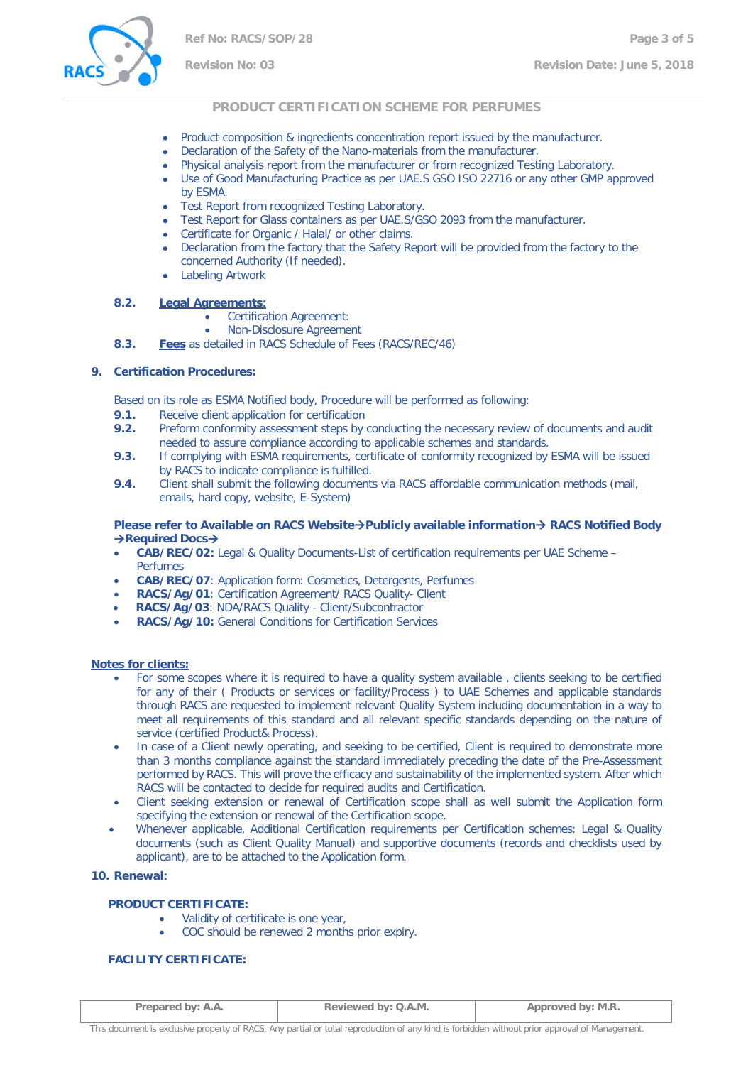- Product composition & ingredients concentration report issued by the manufacturer.
- Declaration of the Safety of the Nano-materials from the manufacturer.
- Physical analysis report from the manufacturer or from recognized Testing Laboratory.
- Use of Good Manufacturing Practice as per UAE.S GSO ISO 22716 or any other GMP approved by ESMA.
- Test Report from recognized Testing Laboratory.
- Test Report for Glass containers as per UAE.S/GSO 2093 from the manufacturer.
- Certificate for Organic / Halal/ or other claims.
- Declaration from the factory that the Safety Report will be provided from the factory to the concerned Authority (If needed).
- Labeling Artwork

**8.2.** **Legal Agreements:**

- Certification Agreement:
- Non-Disclosure Agreement

**8.3.** **Fees** as detailed in RACS Schedule of Fees (RACS/REC/46)

## 9. Certification Procedures:

Based on its role as ESMA Notified body, Procedure will be performed as following:

**9.1.** Receive client application for certification

**9.2.** Preform conformity assessment steps by conducting the necessary review of documents and audit needed to assure compliance according to applicable schemes and standards.

**9.3.** If complying with ESMA requirements, certificate of conformity recognized by ESMA will be issued by RACS to indicate compliance is fulfilled.

**9.4.** Client shall submit the following documents via RACS affordable communication methods (mail, emails, hard copy, website, E-System)

**Please refer to Available on RACS Website→Publicly available information→ RACS Notified Body →Required Docs→**

- **CAB/REC/02:** Legal & Quality Documents-List of certification requirements per UAE Scheme – Perfumes
- **CAB/REC/07**: Application form: Cosmetics, Detergents, Perfumes
- **RACS/Ag/01**: Certification Agreement/ RACS Quality- Client
- **RACS/Ag/03**: NDA/RACS Quality - Client/Subcontractor
- **RACS/Ag/10:** General Conditions for Certification Services

**Notes for clients:**

- For some scopes where it is required to have a quality system available , clients seeking to be certified for any of their ( Products or services or facility/Process ) to UAE Schemes and applicable standards through RACS are requested to implement relevant Quality System including documentation in a way to meet all requirements of this standard and all relevant specific standards depending on the nature of service (certified Product& Process).
- In case of a Client newly operating, and seeking to be certified, Client is required to demonstrate more than 3 months compliance against the standard immediately preceding the date of the Pre-Assessment performed by RACS. This will prove the efficacy and sustainability of the implemented system. After which RACS will be contacted to decide for required audits and Certification.
- Client seeking extension or renewal of Certification scope shall as well submit the Application form specifying the extension or renewal of the Certification scope.
- Whenever applicable, Additional Certification requirements per Certification schemes: Legal & Quality documents (such as Client Quality Manual) and supportive documents (records and checklists used by applicant), are to be attached to the Application form.

## 10. Renewal:

**PRODUCT CERTIFICATE:**

- Validity of certificate is one year,
- COC should be renewed 2 months prior expiry.

**FACILITY CERTIFICATE:**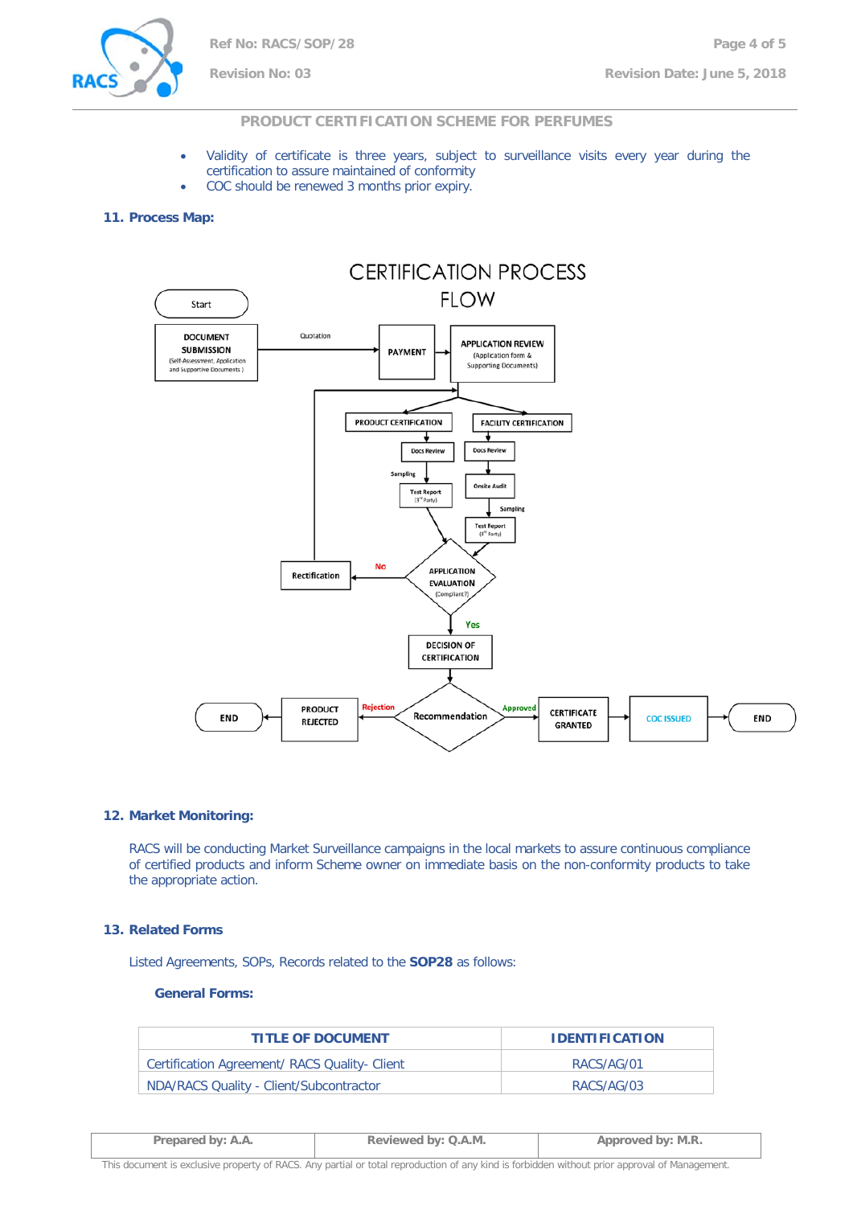- Validity of certificate is three years, subject to surveillance visits every year during the certification to assure maintained of conformity
- COC should be renewed 3 months prior expiry.

### 11. Process Map:

CERTIFICATION PROCESS FLOW

Start → DOCUMENT SUBMISSION (Self-Assessment, Application and Supportive Documents) → Quotation → PAYMENT → APPLICATION REVIEW (Application form & Supporting Documents)

PRODUCT CERTIFICATION → Docs Review → Sampling → Test Report (3rd Party) → APPLICATION EVALUATION (Compliant?)

FACILITY CERTIFICATION → Docs Review → Onsite Audit → Sampling → Test Report (3rd Party) → APPLICATION EVALUATION (Compliant?)

APPLICATION EVALUATION (Compliant?) — No → Rectification

APPLICATION EVALUATION (Compliant?) — Yes → DECISION OF CERTIFICATION → Recommendation

Recommendation — Rejection → PRODUCT REJECTED → END

Recommendation — Approved → CERTIFICATE GRANTED → COC ISSUED → END

### 12. Market Monitoring:

RACS will be conducting Market Surveillance campaigns in the local markets to assure continuous compliance of certified products and inform Scheme owner on immediate basis on the non-conformity products to take the appropriate action.

### 13. Related Forms

Listed Agreements, SOPs, Records related to the **SOP28** as follows:

**General Forms:**

| TITLE OF DOCUMENT | IDENTIFICATION |
|---|---|
| Certification Agreement/ RACS Quality- Client | RACS/AG/01 |
| NDA/RACS Quality - Client/Subcontractor | RACS/AG/03 |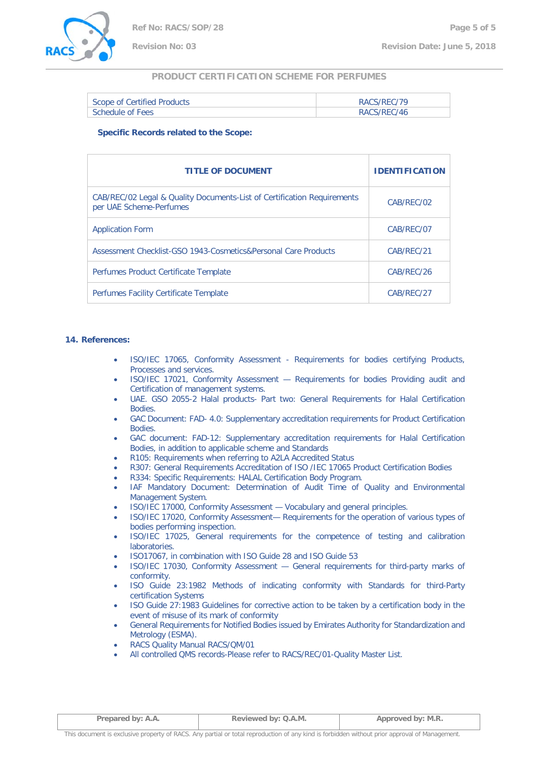## PRODUCT CERTIFICATION SCHEME FOR PERFUMES

| | |
|---|---|
| Scope of Certified Products | RACS/REC/79 |
| Schedule of Fees | RACS/REC/46 |

**Specific Records related to the Scope:**

| TITLE OF DOCUMENT | IDENTIFICATION |
|---|---|
| CAB/REC/02 Legal & Quality Documents-List of Certification Requirements per UAE Scheme-Perfumes | CAB/REC/02 |
| Application Form | CAB/REC/07 |
| Assessment Checklist-GSO 1943-Cosmetics&Personal Care Products | CAB/REC/21 |
| Perfumes Product Certificate Template | CAB/REC/26 |
| Perfumes Facility Certificate Template | CAB/REC/27 |

### 14. References:

- ISO/IEC 17065, Conformity Assessment - Requirements for bodies certifying Products, Processes and services.
- ISO/IEC 17021, Conformity Assessment — Requirements for bodies Providing audit and Certification of management systems.
- UAE. GSO 2055-2 Halal products- Part two: General Requirements for Halal Certification Bodies.
- GAC Document: FAD- 4.0: Supplementary accreditation requirements for Product Certification Bodies.
- GAC document: FAD-12: Supplementary accreditation requirements for Halal Certification Bodies, in addition to applicable scheme and Standards
- R105: Requirements when referring to A2LA Accredited Status
- R307: General Requirements Accreditation of ISO /IEC 17065 Product Certification Bodies
- R334: Specific Requirements: HALAL Certification Body Program.
- IAF Mandatory Document: Determination of Audit Time of Quality and Environmental Management System.
- ISO/IEC 17000, Conformity Assessment — Vocabulary and general principles.
- ISO/IEC 17020, Conformity Assessment— Requirements for the operation of various types of bodies performing inspection.
- ISO/IEC 17025, General requirements for the competence of testing and calibration laboratories.
- ISO17067, in combination with ISO Guide 28 and ISO Guide 53
- ISO/IEC 17030, Conformity Assessment — General requirements for third-party marks of conformity.
- ISO Guide 23:1982 Methods of indicating conformity with Standards for third-Party certification Systems
- ISO Guide 27:1983 Guidelines for corrective action to be taken by a certification body in the event of misuse of its mark of conformity
- General Requirements for Notified Bodies issued by Emirates Authority for Standardization and Metrology (ESMA).
- RACS Quality Manual RACS/QM/01
- All controlled QMS records-Please refer to RACS/REC/01-Quality Master List.

| Prepared by: A.A. | Reviewed by: Q.A.M. | Approved by: M.R. |
|---|---|---|

This document is exclusive property of RACS. Any partial or total reproduction of any kind is forbidden without prior approval of Management.